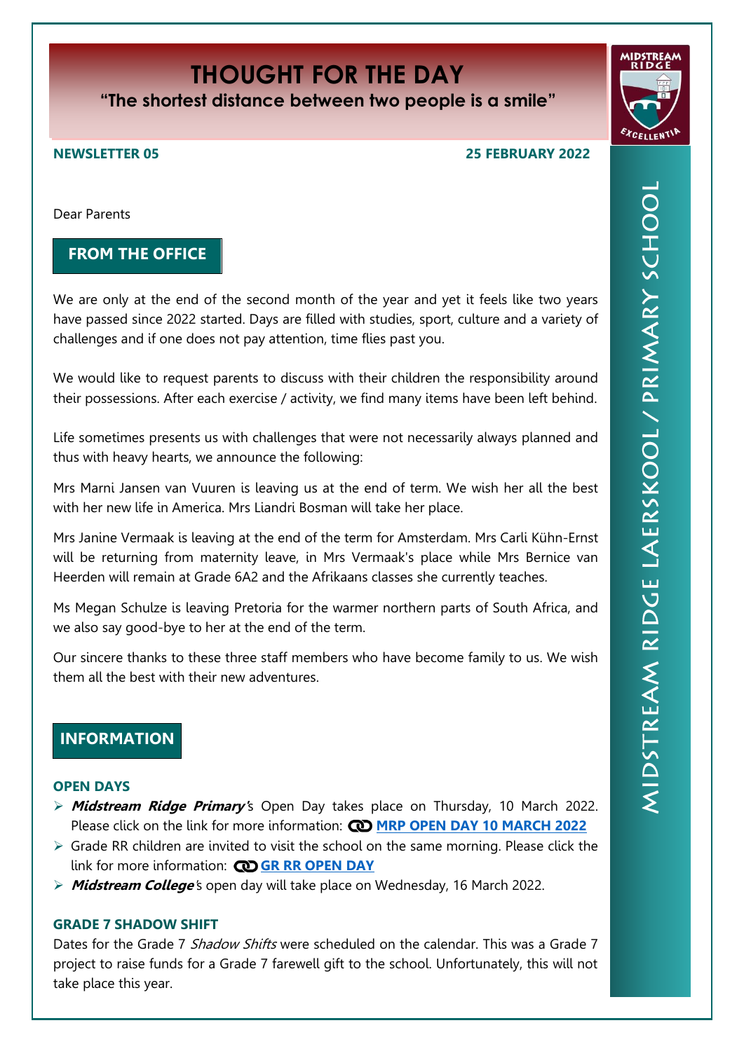# THOUGHT FOR THE DAY

**"The shortest distance between two people is a smile"**

MIDSTREAM RIDGE EXCELLENTIA

MIDSTREAM RIDGE LAERSKOOL / PRIMARY SCHOOL

**NEWSLETTER 05** **25 FEBRUARY 2022**

Dear Parents

## FROM THE OFFICE

We are only at the end of the second month of the year and yet it feels like two years have passed since 2022 started. Days are filled with studies, sport, culture and a variety of challenges and if one does not pay attention, time flies past you.

We would like to request parents to discuss with their children the responsibility around their possessions. After each exercise / activity, we find many items have been left behind.

Life sometimes presents us with challenges that were not necessarily always planned and thus with heavy hearts, we announce the following:

Mrs Marni Jansen van Vuuren is leaving us at the end of term. We wish her all the best with her new life in America. Mrs Liandri Bosman will take her place.

Mrs Janine Vermaak is leaving at the end of the term for Amsterdam. Mrs Carli Kühn-Ernst will be returning from maternity leave, in Mrs Vermaak's place while Mrs Bernice van Heerden will remain at Grade 6A2 and the Afrikaans classes she currently teaches.

Ms Megan Schulze is leaving Pretoria for the warmer northern parts of South Africa, and we also say good-bye to her at the end of the term.

Our sincere thanks to these three staff members who have become family to us. We wish them all the best with their new adventures.

## INFORMATION

### OPEN DAYS

- ***Midstream Ridge Primary***'s Open Day takes place on Thursday, 10 March 2022. Please click on the link for more information: **MRP OPEN DAY 10 MARCH 2022**
- Grade RR children are invited to visit the school on the same morning. Please click the link for more information: **GR RR OPEN DAY**
- ***Midstream College***'s open day will take place on Wednesday, 16 March 2022.

### GRADE 7 SHADOW SHIFT

Dates for the Grade 7 *Shadow Shifts* were scheduled on the calendar. This was a Grade 7 project to raise funds for a Grade 7 farewell gift to the school. Unfortunately, this will not take place this year.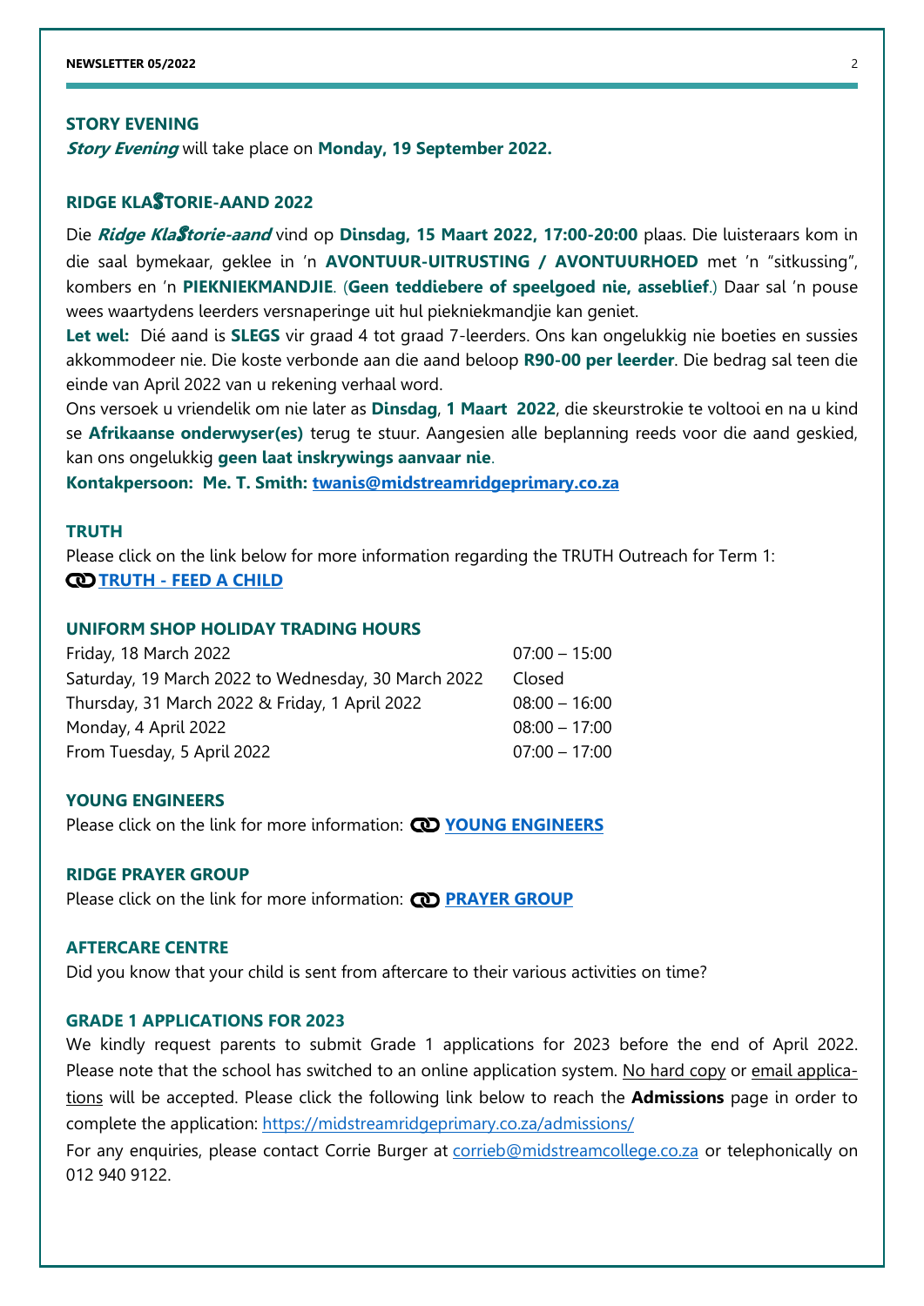## STORY EVENING

***Story Evening*** will take place on **Monday, 19 September 2022.**

## RIDGE KLASTORIE-AAND 2022

Die ***Ridge KlaStorie-aand*** vind op **Dinsdag, 15 Maart 2022, 17:00-20:00** plaas. Die luisteraars kom in die saal bymekaar, geklee in 'n **AVONTUUR-UITRUSTING / AVONTUURHOED** met 'n "sitkussing", kombers en 'n **PIEKNIEKMANDJIE**. (**Geen teddiebere of speelgoed nie, asseblief**.) Daar sal 'n pouse wees waartydens leerders versnaperinge uit hul piekniekmandjie kan geniet.

**Let wel:** Dié aand is **SLEGS** vir graad 4 tot graad 7-leerders. Ons kan ongelukkig nie boeties en sussies akkommodeer nie. Die koste verbonde aan die aand beloop **R90-00 per leerder**. Die bedrag sal teen die einde van April 2022 van u rekening verhaal word.

Ons versoek u vriendelik om nie later as **Dinsdag**, **1 Maart 2022**, die skeurstrokie te voltooi en na u kind se **Afrikaanse onderwyser(es)** terug te stuur. Aangesien alle beplanning reeds voor die aand geskied, kan ons ongelukkig **geen laat inskrywings aanvaar nie**.

**Kontakpersoon: Me. T. Smith: twanis@midstreamridgeprimary.co.za**

## TRUTH

Please click on the link below for more information regarding the TRUTH Outreach for Term 1:

**TRUTH - FEED A CHILD**

## UNIFORM SHOP HOLIDAY TRADING HOURS

| | |
|---|---|
| Friday, 18 March 2022 | 07:00 – 15:00 |
| Saturday, 19 March 2022 to Wednesday, 30 March 2022 | Closed |
| Thursday, 31 March 2022 & Friday, 1 April 2022 | 08:00 – 16:00 |
| Monday, 4 April 2022 | 08:00 – 17:00 |
| From Tuesday, 5 April 2022 | 07:00 – 17:00 |

## YOUNG ENGINEERS

Please click on the link for more information: **YOUNG ENGINEERS**

## RIDGE PRAYER GROUP

Please click on the link for more information: **PRAYER GROUP**

## AFTERCARE CENTRE

Did you know that your child is sent from aftercare to their various activities on time?

## GRADE 1 APPLICATIONS FOR 2023

We kindly request parents to submit Grade 1 applications for 2023 before the end of April 2022. Please note that the school has switched to an online application system. No hard copy or email applications will be accepted. Please click the following link below to reach the **Admissions** page in order to complete the application: https://midstreamridgeprimary.co.za/admissions/

For any enquiries, please contact Corrie Burger at corrieb@midstreamcollege.co.za or telephonically on 012 940 9122.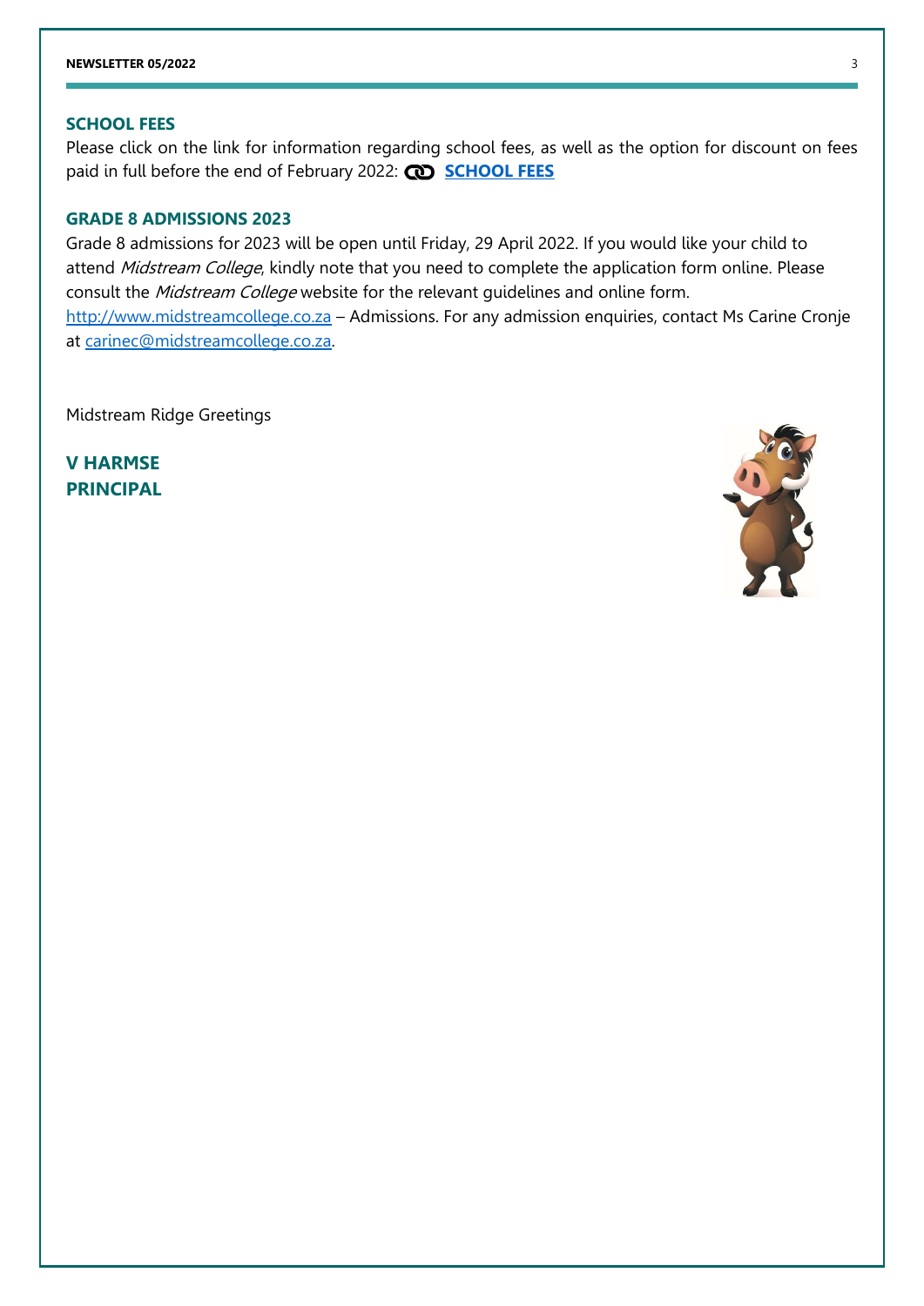## SCHOOL FEES

Please click on the link for information regarding school fees, as well as the option for discount on fees paid in full before the end of February 2022: **SCHOOL FEES**

## GRADE 8 ADMISSIONS 2023

Grade 8 admissions for 2023 will be open until Friday, 29 April 2022. If you would like your child to attend *Midstream College*, kindly note that you need to complete the application form online. Please consult the *Midstream College* website for the relevant guidelines and online form.
http://www.midstreamcollege.co.za – Admissions. For any admission enquiries, contact Ms Carine Cronje at carinec@midstreamcollege.co.za.

Midstream Ridge Greetings

**V HARMSE**
**PRINCIPAL**